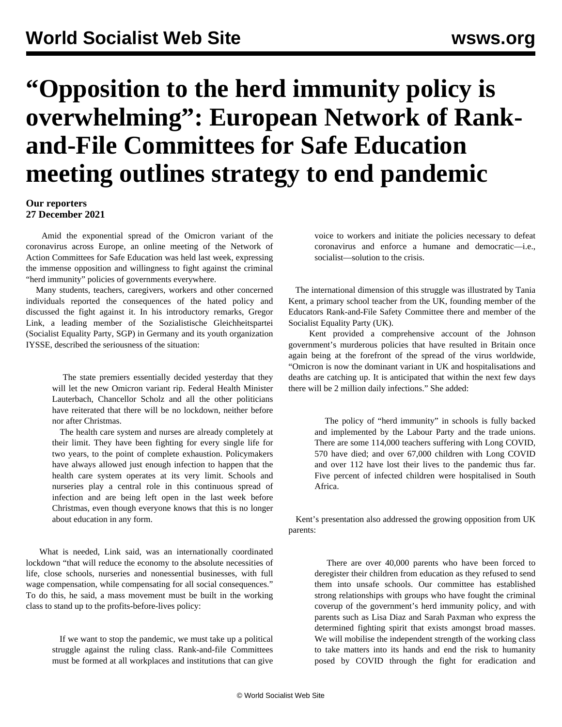# "Opposition to the herd immunity policy is overwhelming": European Network of Rank-and-File Committees for Safe Education meeting outlines strategy to end pandemic

**Our reporters**
**27 December 2021**

Amid the exponential spread of the Omicron variant of the coronavirus across Europe, an online meeting of the Network of Action Committees for Safe Education was held last week, expressing the immense opposition and willingness to fight against the criminal "herd immunity" policies of governments everywhere.

Many students, teachers, caregivers, workers and other concerned individuals reported the consequences of the hated policy and discussed the fight against it. In his introductory remarks, Gregor Link, a leading member of the Sozialistische Gleichheitspartei (Socialist Equality Party, SGP) in Germany and its youth organization IYSSE, described the seriousness of the situation:

> The state premiers essentially decided yesterday that they will let the new Omicron variant rip. Federal Health Minister Lauterbach, Chancellor Scholz and all the other politicians have reiterated that there will be no lockdown, neither before nor after Christmas.
>
> The health care system and nurses are already completely at their limit. They have been fighting for every single life for two years, to the point of complete exhaustion. Policymakers have always allowed just enough infection to happen that the health care system operates at its very limit. Schools and nurseries play a central role in this continuous spread of infection and are being left open in the last week before Christmas, even though everyone knows that this is no longer about education in any form.

What is needed, Link said, was an internationally coordinated lockdown "that will reduce the economy to the absolute necessities of life, close schools, nurseries and nonessential businesses, with full wage compensation, while compensating for all social consequences." To do this, he said, a mass movement must be built in the working class to stand up to the profits-before-lives policy:

> If we want to stop the pandemic, we must take up a political struggle against the ruling class. Rank-and-file Committees must be formed at all workplaces and institutions that can give voice to workers and initiate the policies necessary to defeat coronavirus and enforce a humane and democratic—i.e., socialist—solution to the crisis.

The international dimension of this struggle was illustrated by Tania Kent, a primary school teacher from the UK, founding member of the Educators Rank-and-File Safety Committee there and member of the Socialist Equality Party (UK).

Kent provided a comprehensive account of the Johnson government's murderous policies that have resulted in Britain once again being at the forefront of the spread of the virus worldwide, "Omicron is now the dominant variant in UK and hospitalisations and deaths are catching up. It is anticipated that within the next few days there will be 2 million daily infections." She added:

> The policy of "herd immunity" in schools is fully backed and implemented by the Labour Party and the trade unions. There are some 114,000 teachers suffering with Long COVID, 570 have died; and over 67,000 children with Long COVID and over 112 have lost their lives to the pandemic thus far. Five percent of infected children were hospitalised in South Africa.

Kent's presentation also addressed the growing opposition from UK parents:

> There are over 40,000 parents who have been forced to deregister their children from education as they refused to send them into unsafe schools. Our committee has established strong relationships with groups who have fought the criminal coverup of the government's herd immunity policy, and with parents such as Lisa Diaz and Sarah Paxman who express the determined fighting spirit that exists amongst broad masses. We will mobilise the independent strength of the working class to take matters into its hands and end the risk to humanity posed by COVID through the fight for eradication and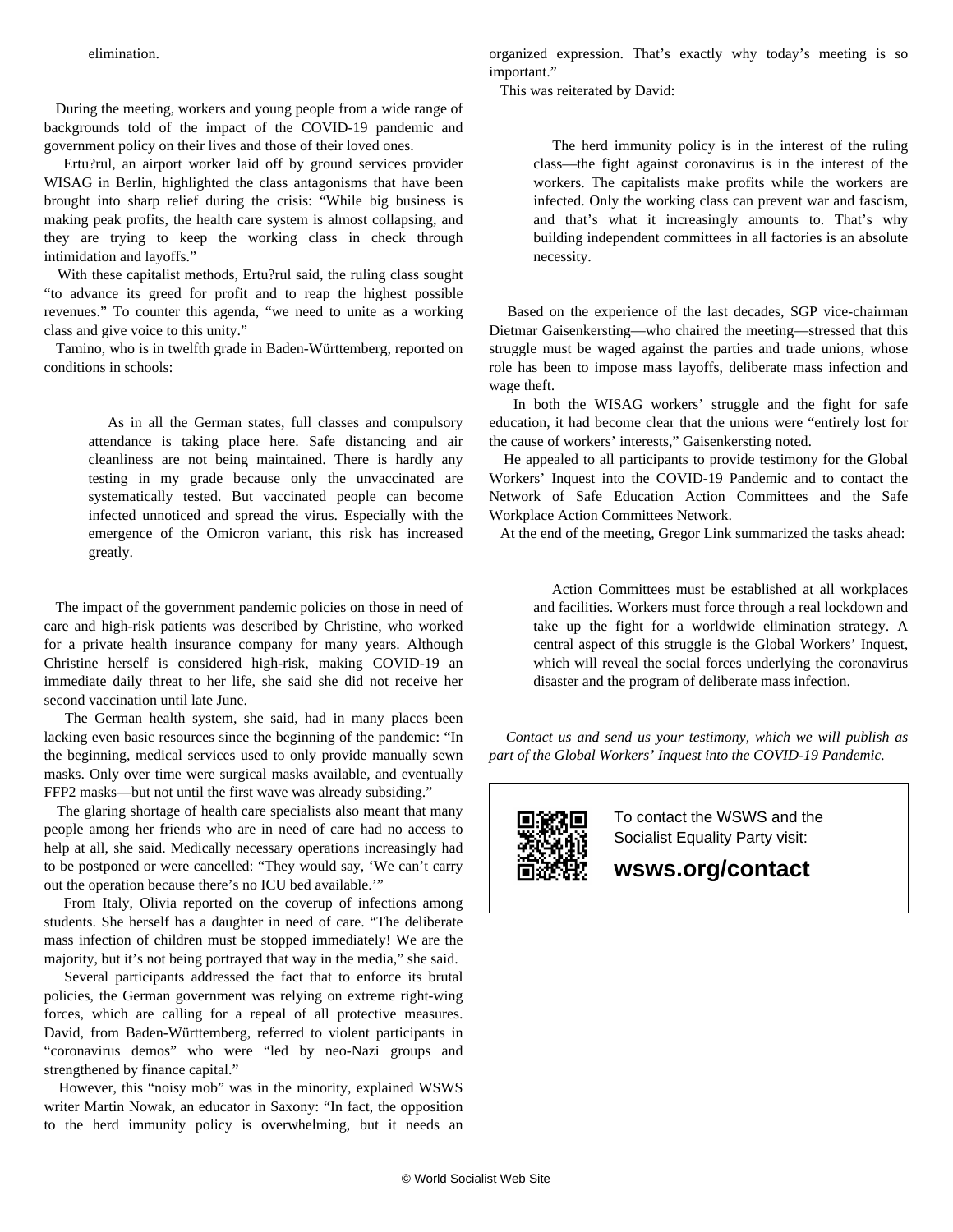elimination.

During the meeting, workers and young people from a wide range of backgrounds told of the impact of the COVID-19 pandemic and government policy on their lives and those of their loved ones.

Ertu?rul, an airport worker laid off by ground services provider WISAG in Berlin, highlighted the class antagonisms that have been brought into sharp relief during the crisis: "While big business is making peak profits, the health care system is almost collapsing, and they are trying to keep the working class in check through intimidation and layoffs."

With these capitalist methods, Ertu?rul said, the ruling class sought "to advance its greed for profit and to reap the highest possible revenues." To counter this agenda, "we need to unite as a working class and give voice to this unity."

Tamino, who is in twelfth grade in Baden-Württemberg, reported on conditions in schools:

> As in all the German states, full classes and compulsory attendance is taking place here. Safe distancing and air cleanliness are not being maintained. There is hardly any testing in my grade because only the unvaccinated are systematically tested. But vaccinated people can become infected unnoticed and spread the virus. Especially with the emergence of the Omicron variant, this risk has increased greatly.

The impact of the government pandemic policies on those in need of care and high-risk patients was described by Christine, who worked for a private health insurance company for many years. Although Christine herself is considered high-risk, making COVID-19 an immediate daily threat to her life, she said she did not receive her second vaccination until late June.

The German health system, she said, had in many places been lacking even basic resources since the beginning of the pandemic: "In the beginning, medical services used to only provide manually sewn masks. Only over time were surgical masks available, and eventually FFP2 masks—but not until the first wave was already subsiding."

The glaring shortage of health care specialists also meant that many people among her friends who are in need of care had no access to help at all, she said. Medically necessary operations increasingly had to be postponed or were cancelled: "They would say, 'We can't carry out the operation because there's no ICU bed available.'"

From Italy, Olivia reported on the coverup of infections among students. She herself has a daughter in need of care. "The deliberate mass infection of children must be stopped immediately! We are the majority, but it's not being portrayed that way in the media," she said.

Several participants addressed the fact that to enforce its brutal policies, the German government was relying on extreme right-wing forces, which are calling for a repeal of all protective measures. David, from Baden-Württemberg, referred to violent participants in "coronavirus demos" who were "led by neo-Nazi groups and strengthened by finance capital."

However, this "noisy mob" was in the minority, explained WSWS writer Martin Nowak, an educator in Saxony: "In fact, the opposition to the herd immunity policy is overwhelming, but it needs an organized expression. That's exactly why today's meeting is so important."

This was reiterated by David:

> The herd immunity policy is in the interest of the ruling class—the fight against coronavirus is in the interest of the workers. The capitalists make profits while the workers are infected. Only the working class can prevent war and fascism, and that's what it increasingly amounts to. That's why building independent committees in all factories is an absolute necessity.

Based on the experience of the last decades, SGP vice-chairman Dietmar Gaisenkersting—who chaired the meeting—stressed that this struggle must be waged against the parties and trade unions, whose role has been to impose mass layoffs, deliberate mass infection and wage theft.

In both the WISAG workers' struggle and the fight for safe education, it had become clear that the unions were "entirely lost for the cause of workers' interests," Gaisenkersting noted.

He appealed to all participants to provide testimony for the Global Workers' Inquest into the COVID-19 Pandemic and to contact the Network of Safe Education Action Committees and the Safe Workplace Action Committees Network.

At the end of the meeting, Gregor Link summarized the tasks ahead:

> Action Committees must be established at all workplaces and facilities. Workers must force through a real lockdown and take up the fight for a worldwide elimination strategy. A central aspect of this struggle is the Global Workers' Inquest, which will reveal the social forces underlying the coronavirus disaster and the program of deliberate mass infection.

*Contact us and send us your testimony, which we will publish as part of the Global Workers' Inquest into the COVID-19 Pandemic.*

To contact the WSWS and the Socialist Equality Party visit:

**wsws.org/contact**